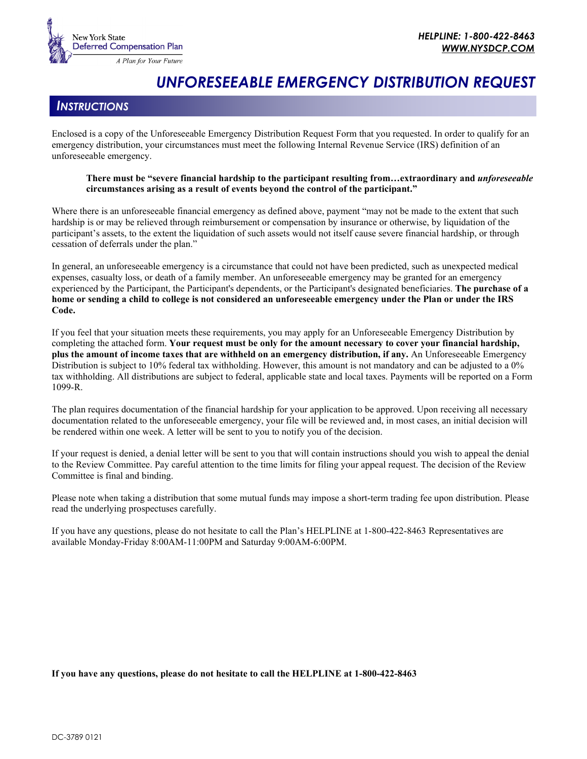New York State Deferred Compensation Plan

*A Plan for Your Future*

***HELPLINE: 1-800-422-8463***
***WWW.NYSDCP.COM***

# *UNFORESEEABLE EMERGENCY DISTRIBUTION REQUEST*

## *INSTRUCTIONS*

Enclosed is a copy of the Unforeseeable Emergency Distribution Request Form that you requested. In order to qualify for an emergency distribution, your circumstances must meet the following Internal Revenue Service (IRS) definition of an unforeseeable emergency.

> **There must be "severe financial hardship to the participant resulting from…extraordinary and *unforeseeable* circumstances arising as a result of events beyond the control of the participant."**

Where there is an unforeseeable financial emergency as defined above, payment "may not be made to the extent that such hardship is or may be relieved through reimbursement or compensation by insurance or otherwise, by liquidation of the participant's assets, to the extent the liquidation of such assets would not itself cause severe financial hardship, or through cessation of deferrals under the plan."

In general, an unforeseeable emergency is a circumstance that could not have been predicted, such as unexpected medical expenses, casualty loss, or death of a family member. An unforeseeable emergency may be granted for an emergency experienced by the Participant, the Participant's dependents, or the Participant's designated beneficiaries. **The purchase of a home or sending a child to college is not considered an unforeseeable emergency under the Plan or under the IRS Code.**

If you feel that your situation meets these requirements, you may apply for an Unforeseeable Emergency Distribution by completing the attached form. **Your request must be only for the amount necessary to cover your financial hardship, plus the amount of income taxes that are withheld on an emergency distribution, if any.** An Unforeseeable Emergency Distribution is subject to 10% federal tax withholding. However, this amount is not mandatory and can be adjusted to a 0% tax withholding. All distributions are subject to federal, applicable state and local taxes. Payments will be reported on a Form 1099-R.

The plan requires documentation of the financial hardship for your application to be approved. Upon receiving all necessary documentation related to the unforeseeable emergency, your file will be reviewed and, in most cases, an initial decision will be rendered within one week. A letter will be sent to you to notify you of the decision.

If your request is denied, a denial letter will be sent to you that will contain instructions should you wish to appeal the denial to the Review Committee. Pay careful attention to the time limits for filing your appeal request. The decision of the Review Committee is final and binding.

Please note when taking a distribution that some mutual funds may impose a short-term trading fee upon distribution. Please read the underlying prospectuses carefully.

If you have any questions, please do not hesitate to call the Plan's HELPLINE at 1-800-422-8463 Representatives are available Monday-Friday 8:00AM-11:00PM and Saturday 9:00AM-6:00PM.

**If you have any questions, please do not hesitate to call the HELPLINE at 1-800-422-8463**

DC-3789 0121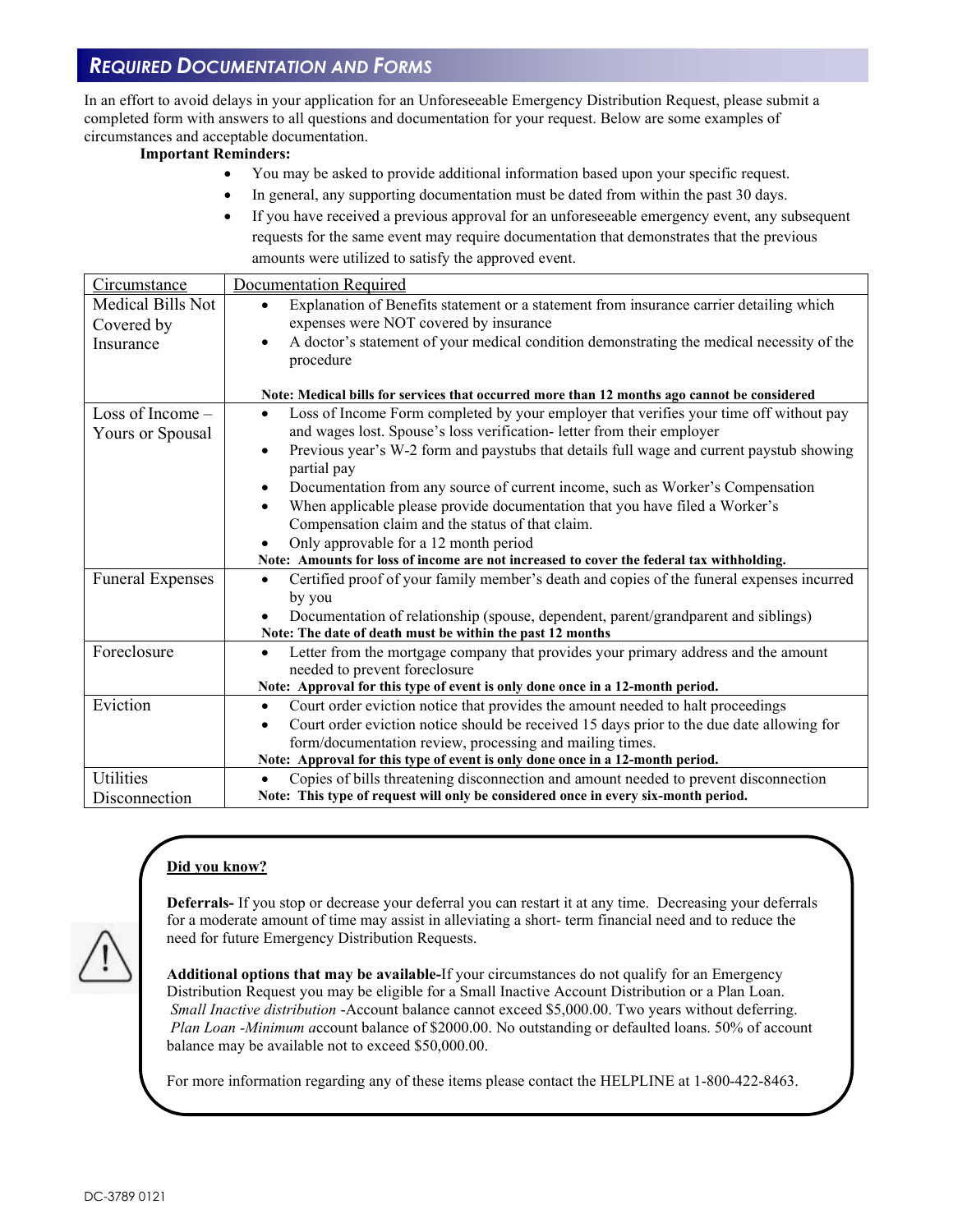## *Required Documentation and Forms*

In an effort to avoid delays in your application for an Unforeseeable Emergency Distribution Request, please submit a completed form with answers to all questions and documentation for your request. Below are some examples of circumstances and acceptable documentation.

**Important Reminders:**

- You may be asked to provide additional information based upon your specific request.
- In general, any supporting documentation must be dated from within the past 30 days.
- If you have received a previous approval for an unforeseeable emergency event, any subsequent requests for the same event may require documentation that demonstrates that the previous amounts were utilized to satisfy the approved event.

| Circumstance | Documentation Required |
|---|---|
| Medical Bills Not Covered by Insurance | • Explanation of Benefits statement or a statement from insurance carrier detailing which expenses were NOT covered by insurance<br>• A doctor's statement of your medical condition demonstrating the medical necessity of the procedure<br><br>**Note: Medical bills for services that occurred more than 12 months ago cannot be considered** |
| Loss of Income – Yours or Spousal | • Loss of Income Form completed by your employer that verifies your time off without pay and wages lost. Spouse's loss verification- letter from their employer<br>• Previous year's W-2 form and paystubs that details full wage and current paystub showing partial pay<br>• Documentation from any source of current income, such as Worker's Compensation<br>• When applicable please provide documentation that you have filed a Worker's Compensation claim and the status of that claim.<br>• Only approvable for a 12 month period<br>**Note: Amounts for loss of income are not increased to cover the federal tax withholding.** |
| Funeral Expenses | • Certified proof of your family member's death and copies of the funeral expenses incurred by you<br>• Documentation of relationship (spouse, dependent, parent/grandparent and siblings)<br>**Note: The date of death must be within the past 12 months** |
| Foreclosure | • Letter from the mortgage company that provides your primary address and the amount needed to prevent foreclosure<br>**Note: Approval for this type of event is only done once in a 12-month period.** |
| Eviction | • Court order eviction notice that provides the amount needed to halt proceedings<br>• Court order eviction notice should be received 15 days prior to the due date allowing for form/documentation review, processing and mailing times.<br>**Note: Approval for this type of event is only done once in a 12-month period.** |
| Utilities Disconnection | • Copies of bills threatening disconnection and amount needed to prevent disconnection<br>**Note: This type of request will only be considered once in every six-month period.** |

**Did you know?**

**Deferrals-** If you stop or decrease your deferral you can restart it at any time. Decreasing your deferrals for a moderate amount of time may assist in alleviating a short- term financial need and to reduce the need for future Emergency Distribution Requests.

**Additional options that may be available-**If your circumstances do not qualify for an Emergency Distribution Request you may be eligible for a Small Inactive Account Distribution or a Plan Loan.
*Small Inactive distribution* -Account balance cannot exceed $5,000.00. Two years without deferring.
*Plan Loan -Minimum a*ccount balance of $2000.00. No outstanding or defaulted loans. 50% of account balance may be available not to exceed $50,000.00.

For more information regarding any of these items please contact the HELPLINE at 1-800-422-8463.

DC-3789 0121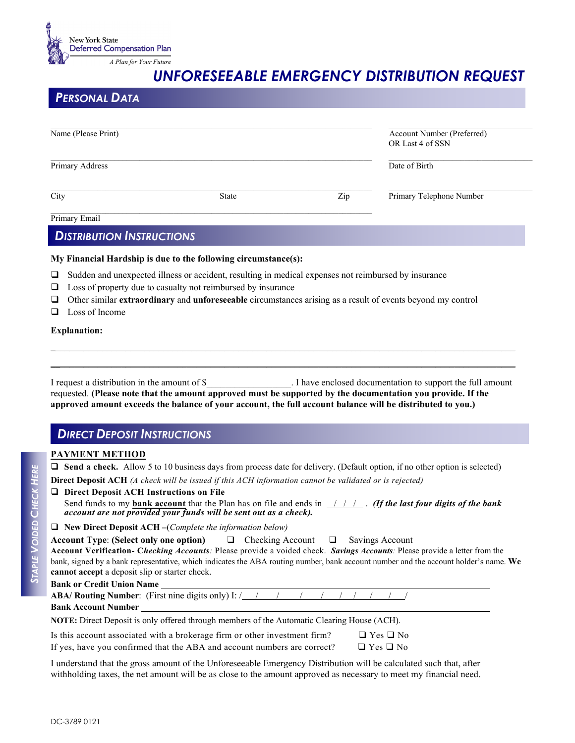New York State
Deferred Compensation Plan
*A Plan for Your Future*

# UNFORESEEABLE EMERGENCY DISTRIBUTION REQUEST

## PERSONAL DATA

Name (Please Print) ______________________ Account Number (Preferred) OR Last 4 of SSN ______________________

Primary Address ______________________ Date of Birth ______________________

City ______________ State ______________ Zip ______________ Primary Telephone Number ______________________

Primary Email ______________________

## DISTRIBUTION INSTRUCTIONS

**My Financial Hardship is due to the following circumstance(s):**

- ❑ Sudden and unexpected illness or accident, resulting in medical expenses not reimbursed by insurance
- ❑ Loss of property due to casualty not reimbursed by insurance
- ❑ Other similar **extraordinary** and **unforeseeable** circumstances arising as a result of events beyond my control
- ❑ Loss of Income

**Explanation:**

______________________________________________________________________

______________________________________________________________________

I request a distribution in the amount of $_________________. I have enclosed documentation to support the full amount requested. **(Please note that the amount approved must be supported by the documentation you provide. If the approved amount exceeds the balance of your account, the full account balance will be distributed to you.)**

## DIRECT DEPOSIT INSTRUCTIONS

*STAPLE VOIDED CHECK HERE*

**PAYMENT METHOD**

❑ **Send a check.** Allow 5 to 10 business days from process date for delivery. (Default option, if no other option is selected)

**Direct Deposit ACH** *(A check will be issued if this ACH information cannot be validated or is rejected)*

❑ **Direct Deposit ACH Instructions on File**
Send funds to my **bank account** that the Plan has on file and ends in ___/___/___/___. ***(If the last four digits of the bank account are not provided your funds will be sent out as a check).***

❑ **New Direct Deposit ACH** –(*Complete the information below)*

**Account Type: (Select only one option)** ❑ Checking Account ❑ Savings Account

**Account Verification- C*hecking Accounts*:** Please provide a voided check. ***Savings Accounts*:** Please provide a letter from the bank, signed by a bank representative, which indicates the ABA routing number, bank account number and the account holder's name. **We cannot accept** a deposit slip or starter check.

**Bank or Credit Union Name** ______________________________________

**ABA/ Routing Number**: (First nine digits only) I: /___/___/___/___/___/___/___/___/___/

**Bank Account Number** ______________________________________

**NOTE:** Direct Deposit is only offered through members of the Automatic Clearing House (ACH).

Is this account associated with a brokerage firm or other investment firm? ❑ Yes ❑ No

If yes, have you confirmed that the ABA and account numbers are correct? ❑ Yes ❑ No

I understand that the gross amount of the Unforeseeable Emergency Distribution will be calculated such that, after withholding taxes, the net amount will be as close to the amount approved as necessary to meet my financial need.

DC-3789 0121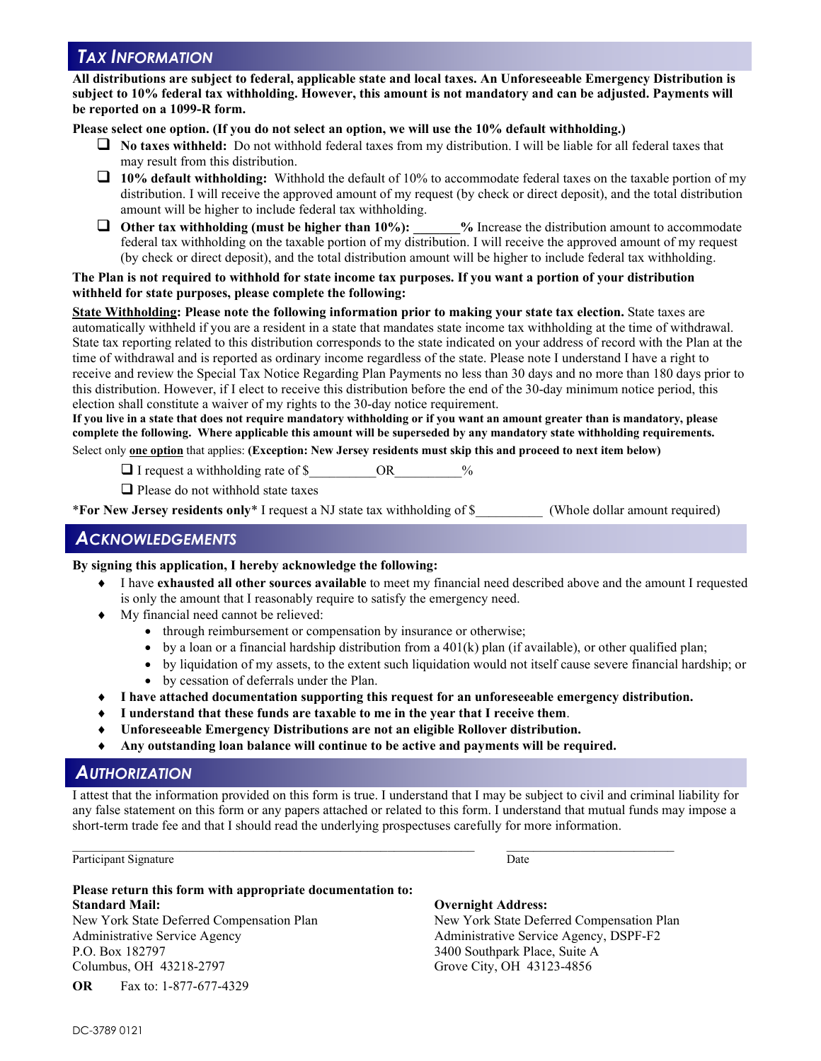## TAX INFORMATION

**All distributions are subject to federal, applicable state and local taxes. An Unforeseeable Emergency Distribution is subject to 10% federal tax withholding. However, this amount is not mandatory and can be adjusted. Payments will be reported on a 1099-R form.**

**Please select one option. (If you do not select an option, we will use the 10% default withholding.)**

- ❑ **No taxes withheld:** Do not withhold federal taxes from my distribution. I will be liable for all federal taxes that may result from this distribution.
- ❑ **10% default withholding:** Withhold the default of 10% to accommodate federal taxes on the taxable portion of my distribution. I will receive the approved amount of my request (by check or direct deposit), and the total distribution amount will be higher to include federal tax withholding.
- ❑ **Other tax withholding (must be higher than 10%): _______%** Increase the distribution amount to accommodate federal tax withholding on the taxable portion of my distribution. I will receive the approved amount of my request (by check or direct deposit), and the total distribution amount will be higher to include federal tax withholding.

**The Plan is not required to withhold for state income tax purposes. If you want a portion of your distribution withheld for state purposes, please complete the following:**

**State Withholding: Please note the following information prior to making your state tax election.** State taxes are automatically withheld if you are a resident in a state that mandates state income tax withholding at the time of withdrawal. State tax reporting related to this distribution corresponds to the state indicated on your address of record with the Plan at the time of withdrawal and is reported as ordinary income regardless of the state. Please note I understand I have a right to receive and review the Special Tax Notice Regarding Plan Payments no less than 30 days and no more than 180 days prior to this distribution. However, if I elect to receive this distribution before the end of the 30-day minimum notice period, this election shall constitute a waiver of my rights to the 30-day notice requirement.

**If you live in a state that does not require mandatory withholding or if you want an amount greater than is mandatory, please complete the following. Where applicable this amount will be superseded by any mandatory state withholding requirements.**

Select only **one option** that applies: **(Exception: New Jersey residents must skip this and proceed to next item below)**

- ❑ I request a withholding rate of $__________ OR __________%
- ❑ Please do not withhold state taxes

\***For New Jersey residents only**\* I request a NJ state tax withholding of $__________ (Whole dollar amount required)

## ACKNOWLEDGEMENTS

**By signing this application, I hereby acknowledge the following:**

- I have **exhausted all other sources available** to meet my financial need described above and the amount I requested is only the amount that I reasonably require to satisfy the emergency need.
- My financial need cannot be relieved:
  - through reimbursement or compensation by insurance or otherwise;
  - by a loan or a financial hardship distribution from a 401(k) plan (if available), or other qualified plan;
  - by liquidation of my assets, to the extent such liquidation would not itself cause severe financial hardship; or
  - by cessation of deferrals under the Plan.
- **I have attached documentation supporting this request for an unforeseeable emergency distribution.**
- **I understand that these funds are taxable to me in the year that I receive them**.
- **Unforeseeable Emergency Distributions are not an eligible Rollover distribution.**
- **Any outstanding loan balance will continue to be active and payments will be required.**

## AUTHORIZATION

I attest that the information provided on this form is true. I understand that I may be subject to civil and criminal liability for any false statement on this form or any papers attached or related to this form. I understand that mutual funds may impose a short-term trade fee and that I should read the underlying prospectuses carefully for more information.

_____________________________________________ ____________________

Participant Signature  Date

**Please return this form with appropriate documentation to:**

**Standard Mail:**
New York State Deferred Compensation Plan
Administrative Service Agency
P.O. Box 182797
Columbus, OH 43218-2797

**OR** Fax to: 1-877-677-4329

**Overnight Address:**
New York State Deferred Compensation Plan
Administrative Service Agency, DSPF-F2
3400 Southpark Place, Suite A
Grove City, OH 43123-4856

DC-3789 0121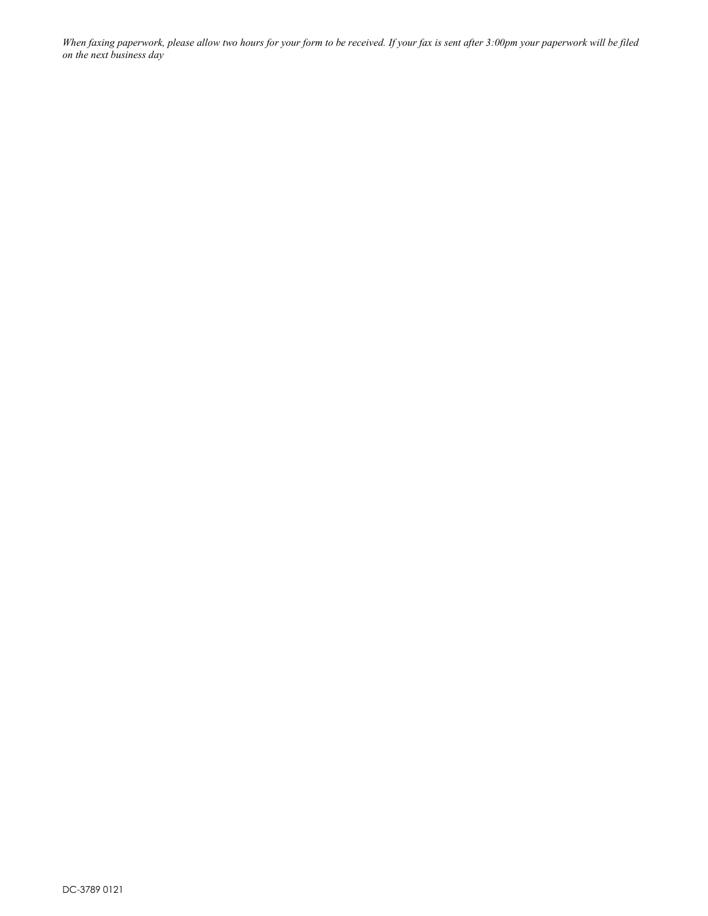*When faxing paperwork, please allow two hours for your form to be received. If your fax is sent after 3:00pm your paperwork will be filed on the next business day*

DC-3789 0121